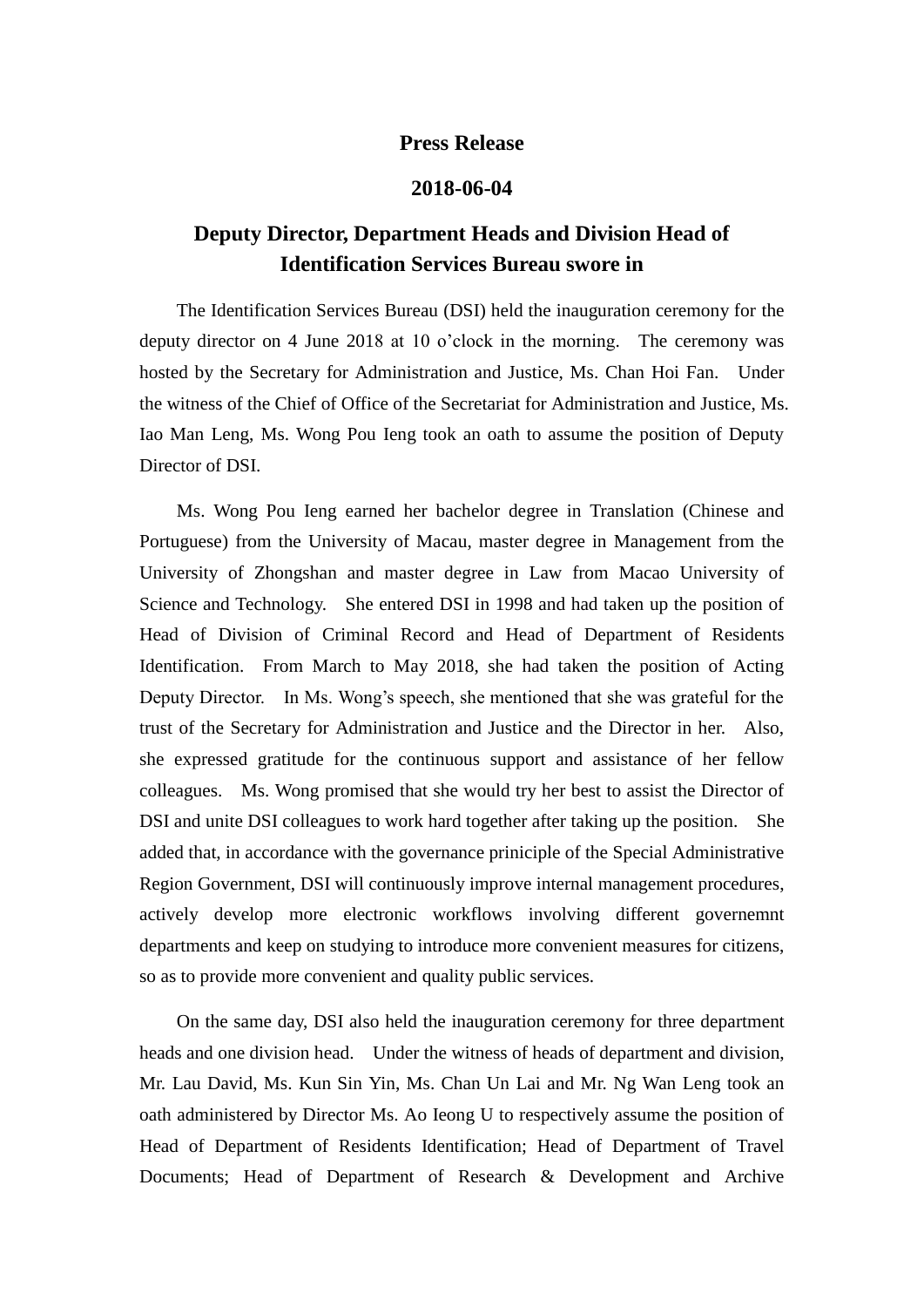**Press Release**

**2018-06-04**

# Deputy Director, Department Heads and Division Head of Identification Services Bureau swore in

The Identification Services Bureau (DSI) held the inauguration ceremony for the deputy director on 4 June 2018 at 10 o'clock in the morning. The ceremony was hosted by the Secretary for Administration and Justice, Ms. Chan Hoi Fan. Under the witness of the Chief of Office of the Secretariat for Administration and Justice, Ms. Iao Man Leng, Ms. Wong Pou Ieng took an oath to assume the position of Deputy Director of DSI.

Ms. Wong Pou Ieng earned her bachelor degree in Translation (Chinese and Portuguese) from the University of Macau, master degree in Management from the University of Zhongshan and master degree in Law from Macao University of Science and Technology. She entered DSI in 1998 and had taken up the position of Head of Division of Criminal Record and Head of Department of Residents Identification. From March to May 2018, she had taken the position of Acting Deputy Director. In Ms. Wong's speech, she mentioned that she was grateful for the trust of the Secretary for Administration and Justice and the Director in her. Also, she expressed gratitude for the continuous support and assistance of her fellow colleagues. Ms. Wong promised that she would try her best to assist the Director of DSI and unite DSI colleagues to work hard together after taking up the position. She added that, in accordance with the governance priniciple of the Special Administrative Region Government, DSI will continuously improve internal management procedures, actively develop more electronic workflows involving different governemnt departments and keep on studying to introduce more convenient measures for citizens, so as to provide more convenient and quality public services.

On the same day, DSI also held the inauguration ceremony for three department heads and one division head. Under the witness of heads of department and division, Mr. Lau David, Ms. Kun Sin Yin, Ms. Chan Un Lai and Mr. Ng Wan Leng took an oath administered by Director Ms. Ao Ieong U to respectively assume the position of Head of Department of Residents Identification; Head of Department of Travel Documents; Head of Department of Research & Development and Archive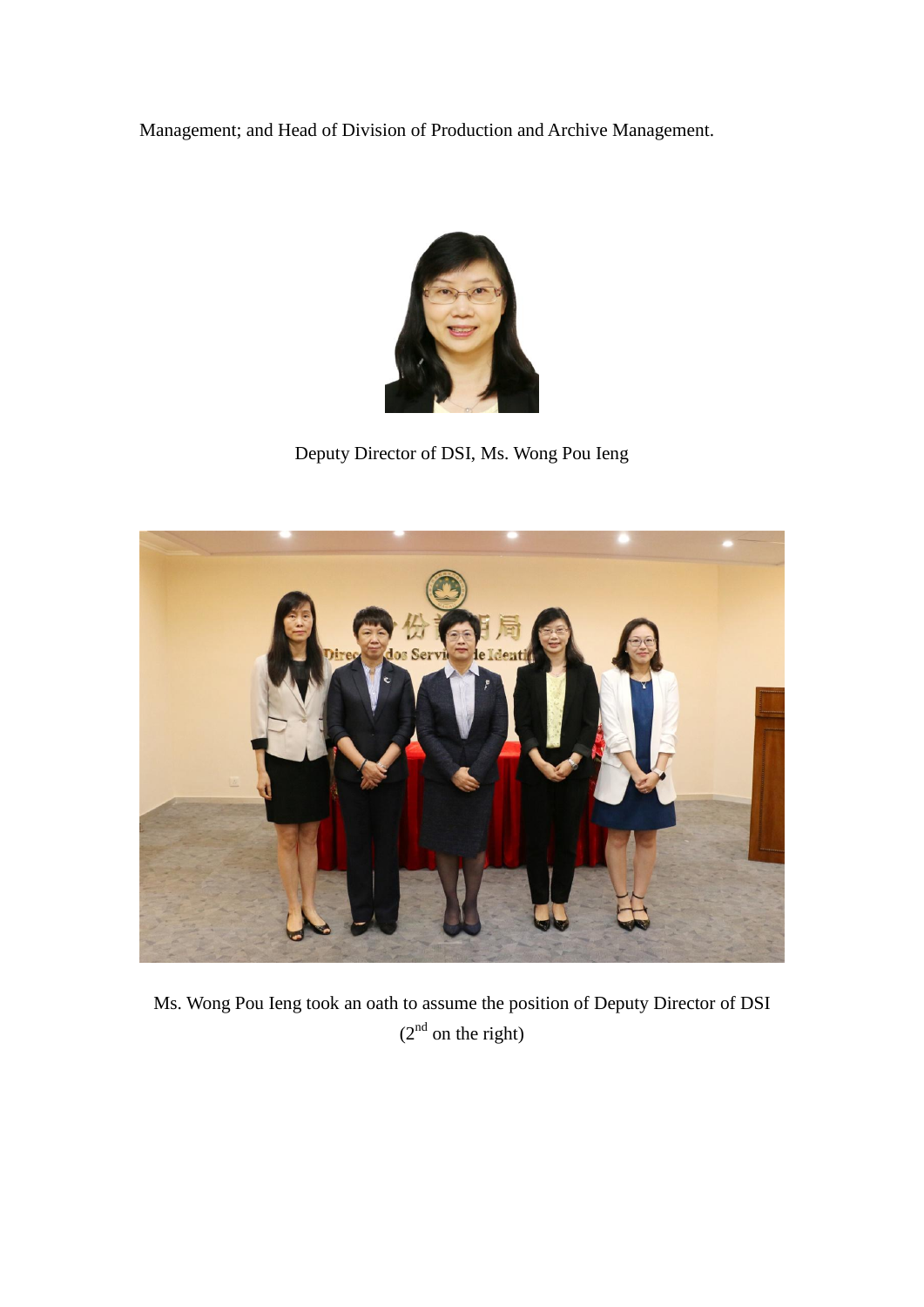Management; and Head of Division of Production and Archive Management.

Deputy Director of DSI, Ms. Wong Pou Ieng

Ms. Wong Pou Ieng took an oath to assume the position of Deputy Director of DSI (2nd on the right)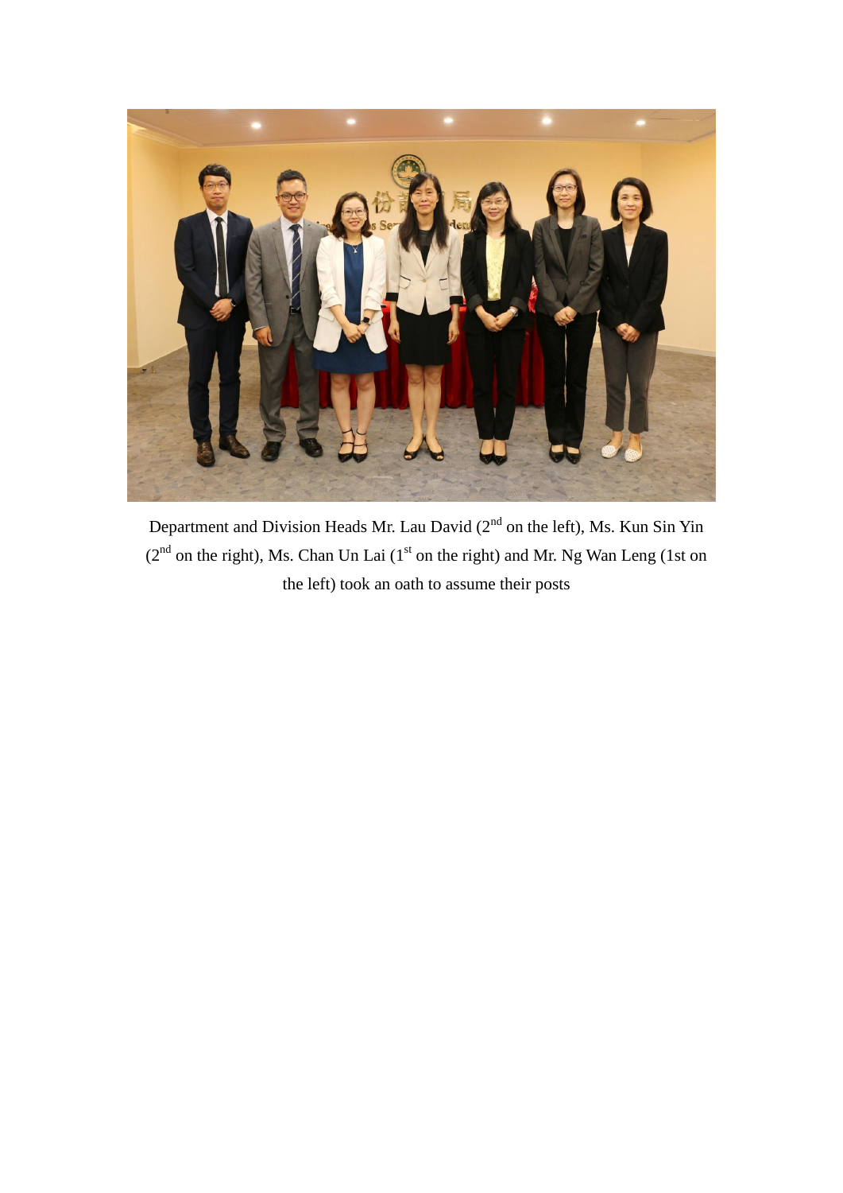Department and Division Heads Mr. Lau David (2nd on the left), Ms. Kun Sin Yin (2nd on the right), Ms. Chan Un Lai (1st on the right) and Mr. Ng Wan Leng (1st on the left) took an oath to assume their posts